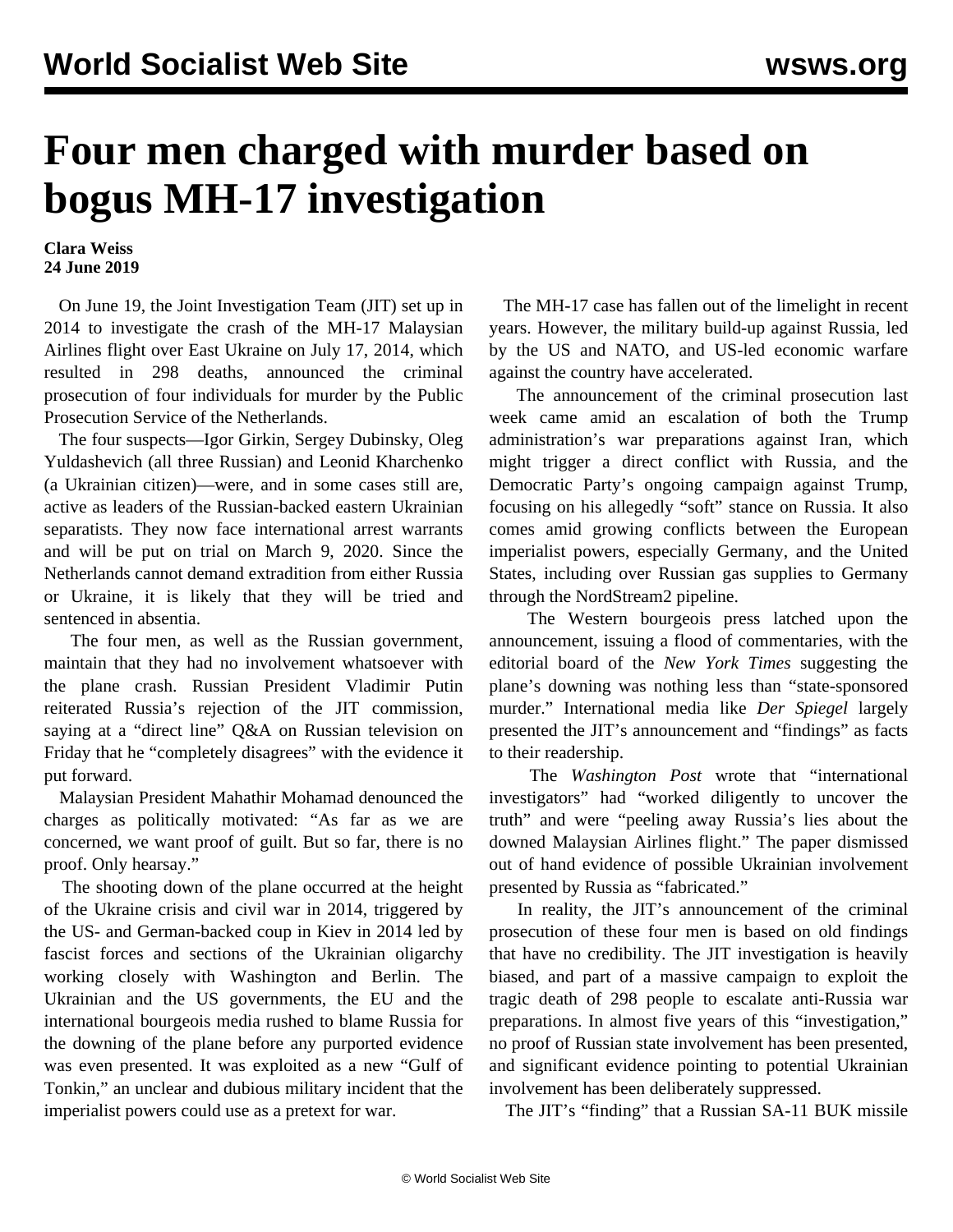# Four men charged with murder based on bogus MH-17 investigation

**Clara Weiss**
**24 June 2019**

On June 19, the Joint Investigation Team (JIT) set up in 2014 to investigate the crash of the MH-17 Malaysian Airlines flight over East Ukraine on July 17, 2014, which resulted in 298 deaths, announced the criminal prosecution of four individuals for murder by the Public Prosecution Service of the Netherlands.

The four suspects—Igor Girkin, Sergey Dubinsky, Oleg Yuldashevich (all three Russian) and Leonid Kharchenko (a Ukrainian citizen)—were, and in some cases still are, active as leaders of the Russian-backed eastern Ukrainian separatists. They now face international arrest warrants and will be put on trial on March 9, 2020. Since the Netherlands cannot demand extradition from either Russia or Ukraine, it is likely that they will be tried and sentenced in absentia.

The four men, as well as the Russian government, maintain that they had no involvement whatsoever with the plane crash. Russian President Vladimir Putin reiterated Russia's rejection of the JIT commission, saying at a "direct line" Q&A on Russian television on Friday that he "completely disagrees" with the evidence it put forward.

Malaysian President Mahathir Mohamad denounced the charges as politically motivated: "As far as we are concerned, we want proof of guilt. But so far, there is no proof. Only hearsay."

The shooting down of the plane occurred at the height of the Ukraine crisis and civil war in 2014, triggered by the US- and German-backed coup in Kiev in 2014 led by fascist forces and sections of the Ukrainian oligarchy working closely with Washington and Berlin. The Ukrainian and the US governments, the EU and the international bourgeois media rushed to blame Russia for the downing of the plane before any purported evidence was even presented. It was exploited as a new "Gulf of Tonkin," an unclear and dubious military incident that the imperialist powers could use as a pretext for war.

The MH-17 case has fallen out of the limelight in recent years. However, the military build-up against Russia, led by the US and NATO, and US-led economic warfare against the country have accelerated.

The announcement of the criminal prosecution last week came amid an escalation of both the Trump administration's war preparations against Iran, which might trigger a direct conflict with Russia, and the Democratic Party's ongoing campaign against Trump, focusing on his allegedly "soft" stance on Russia. It also comes amid growing conflicts between the European imperialist powers, especially Germany, and the United States, including over Russian gas supplies to Germany through the NordStream2 pipeline.

The Western bourgeois press latched upon the announcement, issuing a flood of commentaries, with the editorial board of the *New York Times* suggesting the plane's downing was nothing less than "state-sponsored murder." International media like *Der Spiegel* largely presented the JIT's announcement and "findings" as facts to their readership.

The *Washington Post* wrote that "international investigators" had "worked diligently to uncover the truth" and were "peeling away Russia's lies about the downed Malaysian Airlines flight." The paper dismissed out of hand evidence of possible Ukrainian involvement presented by Russia as "fabricated."

In reality, the JIT's announcement of the criminal prosecution of these four men is based on old findings that have no credibility. The JIT investigation is heavily biased, and part of a massive campaign to exploit the tragic death of 298 people to escalate anti-Russia war preparations. In almost five years of this "investigation," no proof of Russian state involvement has been presented, and significant evidence pointing to potential Ukrainian involvement has been deliberately suppressed.

The JIT's "finding" that a Russian SA-11 BUK missile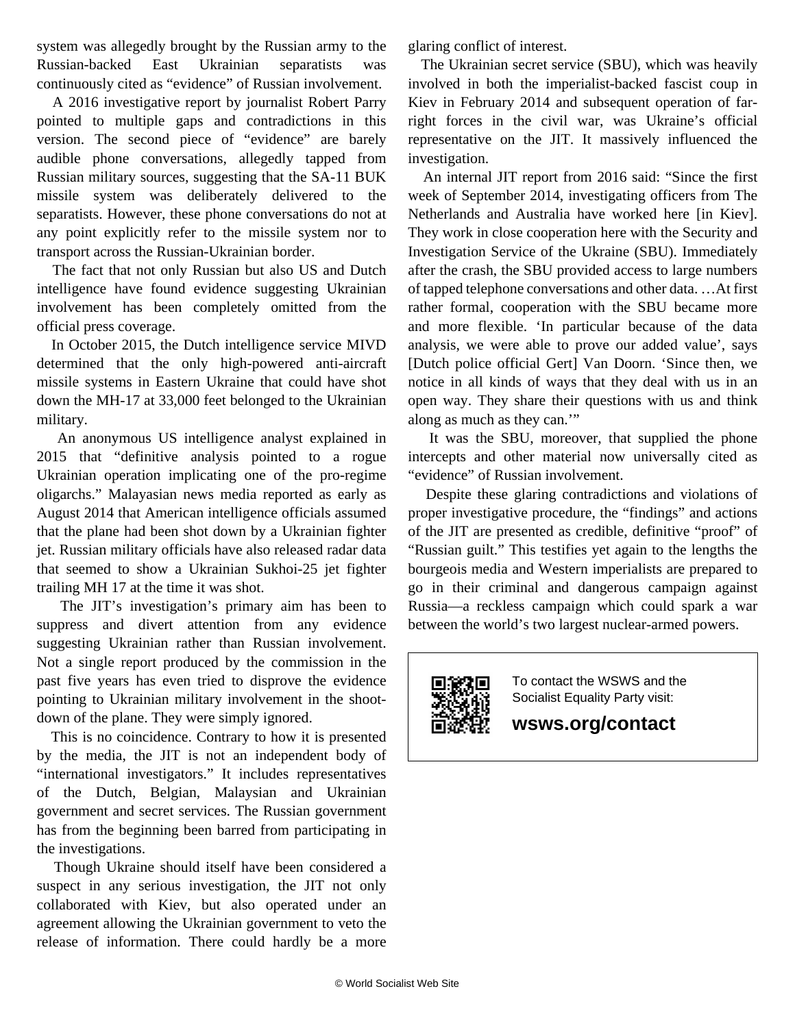system was allegedly brought by the Russian army to the Russian-backed East Ukrainian separatists was continuously cited as "evidence" of Russian involvement.

A 2016 investigative report by journalist Robert Parry pointed to multiple gaps and contradictions in this version. The second piece of "evidence" are barely audible phone conversations, allegedly tapped from Russian military sources, suggesting that the SA-11 BUK missile system was deliberately delivered to the separatists. However, these phone conversations do not at any point explicitly refer to the missile system nor to transport across the Russian-Ukrainian border.

The fact that not only Russian but also US and Dutch intelligence have found evidence suggesting Ukrainian involvement has been completely omitted from the official press coverage.

In October 2015, the Dutch intelligence service MIVD determined that the only high-powered anti-aircraft missile systems in Eastern Ukraine that could have shot down the MH-17 at 33,000 feet belonged to the Ukrainian military.

An anonymous US intelligence analyst explained in 2015 that "definitive analysis pointed to a rogue Ukrainian operation implicating one of the pro-regime oligarchs." Malayasian news media reported as early as August 2014 that American intelligence officials assumed that the plane had been shot down by a Ukrainian fighter jet. Russian military officials have also released radar data that seemed to show a Ukrainian Sukhoi-25 jet fighter trailing MH 17 at the time it was shot.

The JIT's investigation's primary aim has been to suppress and divert attention from any evidence suggesting Ukrainian rather than Russian involvement. Not a single report produced by the commission in the past five years has even tried to disprove the evidence pointing to Ukrainian military involvement in the shoot-down of the plane. They were simply ignored.

This is no coincidence. Contrary to how it is presented by the media, the JIT is not an independent body of "international investigators." It includes representatives of the Dutch, Belgian, Malaysian and Ukrainian government and secret services. The Russian government has from the beginning been barred from participating in the investigations.

Though Ukraine should itself have been considered a suspect in any serious investigation, the JIT not only collaborated with Kiev, but also operated under an agreement allowing the Ukrainian government to veto the release of information. There could hardly be a more glaring conflict of interest.

The Ukrainian secret service (SBU), which was heavily involved in both the imperialist-backed fascist coup in Kiev in February 2014 and subsequent operation of far-right forces in the civil war, was Ukraine's official representative on the JIT. It massively influenced the investigation.

An internal JIT report from 2016 said: "Since the first week of September 2014, investigating officers from The Netherlands and Australia have worked here [in Kiev]. They work in close cooperation here with the Security and Investigation Service of the Ukraine (SBU). Immediately after the crash, the SBU provided access to large numbers of tapped telephone conversations and other data. …At first rather formal, cooperation with the SBU became more and more flexible. 'In particular because of the data analysis, we were able to prove our added value', says [Dutch police official Gert] Van Doorn. 'Since then, we notice in all kinds of ways that they deal with us in an open way. They share their questions with us and think along as much as they can.'"

It was the SBU, moreover, that supplied the phone intercepts and other material now universally cited as "evidence" of Russian involvement.

Despite these glaring contradictions and violations of proper investigative procedure, the "findings" and actions of the JIT are presented as credible, definitive "proof" of "Russian guilt." This testifies yet again to the lengths the bourgeois media and Western imperialists are prepared to go in their criminal and dangerous campaign against Russia—a reckless campaign which could spark a war between the world's two largest nuclear-armed powers.

To contact the WSWS and the Socialist Equality Party visit:

**wsws.org/contact**